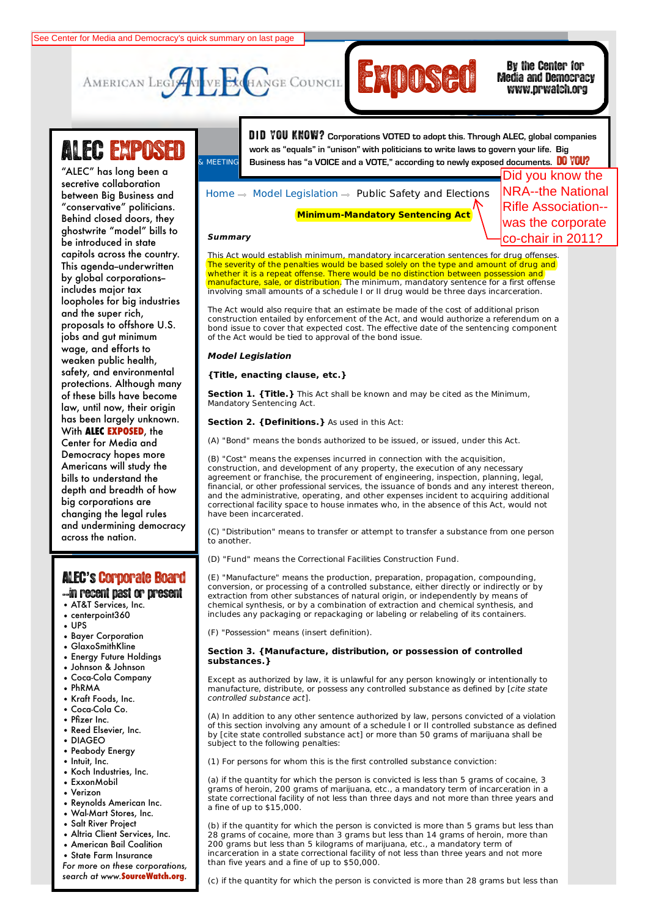See Center for Media and Democracy's quick summary on last page

AMERICAN LEGISLATIVE EXCHANGE COUNCIL

**Exposed** By the Center for Media and Democracy www.prwatch.org

# ALEC EXPOSED

"ALEC" has long been a secretive collaboration between Big Business and "conservative" politicians. Behind closed doors, they ghostwrite "model" bills to be introduced in state capitols across the country. This agenda–underwritten by global corporations–includes major tax loopholes for big industries and the super rich, proposals to offshore U.S. jobs and gut minimum wage, and efforts to weaken public health, safety, and environmental protections. Although many of these bills have become law, until now, their origin has been largely unknown. With **ALEC EXPOSED**, the Center for Media and Democracy hopes more Americans will study the bills to understand the depth and breadth of how big corporations are changing the legal rules and undermining democracy across the nation.

## ALEC's Corporate Board

### --in recent past or present

- AT&T Services, Inc.
- centerpoint360
- UPS
- Bayer Corporation
- GlaxoSmithKline
- Energy Future Holdings
- Johnson & Johnson
- Coca-Cola Company
- PhRMA
- Kraft Foods, Inc.
- Coca-Cola Co.
- Pfizer Inc.
- Reed Elsevier, Inc.
- DIAGEO
- Peabody Energy
- Intuit, Inc.
- Koch Industries, Inc.
- ExxonMobil
- Verizon
- Reynolds American Inc.
- Wal-Mart Stores, Inc.
- Salt River Project
- Altria Client Services, Inc.
- American Bail Coalition
- State Farm Insurance

*For more on these corporations, search at www.SourceWatch.org.*

**DID YOU KNOW?** Corporations VOTED to adopt this. Through ALEC, global companies work as "equals" in "unison" with politicians to write laws to govern your life. Big Business has "a VOICE and a VOTE," according to newly exposed documents. **DO YOU?**

Did you know the NRA--the National Rifle Association--was the corporate co-chair in 2011?

Home → Model Legislation → Public Safety and Elections

**Minimum-Mandatory Sentencing Act**

***Summary***

This Act would establish minimum, mandatory incarceration sentences for drug offenses. The severity of the penalties would be based solely on the type and amount of drug and whether it is a repeat offense. There would be no distinction between possession and manufacture, sale, or distribution. The minimum, mandatory sentence for a first offense involving small amounts of a schedule I or II drug would be three days incarceration.

The Act would also require that an estimate be made of the cost of additional prison construction entailed by enforcement of the Act, and would authorize a referendum on a bond issue to cover that expected cost. The effective date of the sentencing component of the Act would be tied to approval of the bond issue.

***Model Legislation***

**{Title, enacting clause, etc.}**

**Section 1. {Title.}** This Act shall be known and may be cited as the Minimum, Mandatory Sentencing Act.

**Section 2. {Definitions.}** As used in this Act:

(A) "Bond" means the bonds authorized to be issued, or issued, under this Act.

(B) "Cost" means the expenses incurred in connection with the acquisition, construction, and development of any property, the execution of any necessary agreement or franchise, the procurement of engineering, inspection, planning, legal, financial, or other professional services, the issuance of bonds and any interest thereon, and the administrative, operating, and other expenses incident to acquiring additional correctional facility space to house inmates who, in the absence of this Act, would not have been incarcerated.

(C) "Distribution" means to transfer or attempt to transfer a substance from one person to another.

(D) "Fund" means the Correctional Facilities Construction Fund.

(E) "Manufacture" means the production, preparation, propagation, compounding, conversion, or processing of a controlled substance, either directly or indirectly or by extraction from other substances of natural origin, or independently by means of chemical synthesis, or by a combination of extraction and chemical synthesis, and includes any packaging or repackaging or labeling or relabeling of its containers.

(F) "Possession" means (insert definition).

**Section 3. {Manufacture, distribution, or possession of controlled substances.}**

Except as authorized by law, it is unlawful for any person knowingly or intentionally to manufacture, distribute, or possess any controlled substance as defined by [*cite state controlled substance act*].

(A) In addition to any other sentence authorized by law, persons convicted of a violation of this section involving any amount of a schedule I or II controlled substance as defined by [cite state controlled substance act] or more than 50 grams of marijuana shall be subject to the following penalties:

(1) For persons for whom this is the first controlled substance conviction:

(a) if the quantity for which the person is convicted is less than 5 grams of cocaine, 3 grams of heroin, 200 grams of marijuana, etc., a mandatory term of incarceration in a state correctional facility of not less than three days and not more than three years and a fine of up to $15,000.

(b) if the quantity for which the person is convicted is more than 5 grams but less than 28 grams of cocaine, more than 3 grams but less than 14 grams of heroin, more than 200 grams but less than 5 kilograms of marijuana, etc., a mandatory term of incarceration in a state correctional facility of not less than three years and not more than five years and a fine of up to $50,000.

(c) if the quantity for which the person is convicted is more than 28 grams but less than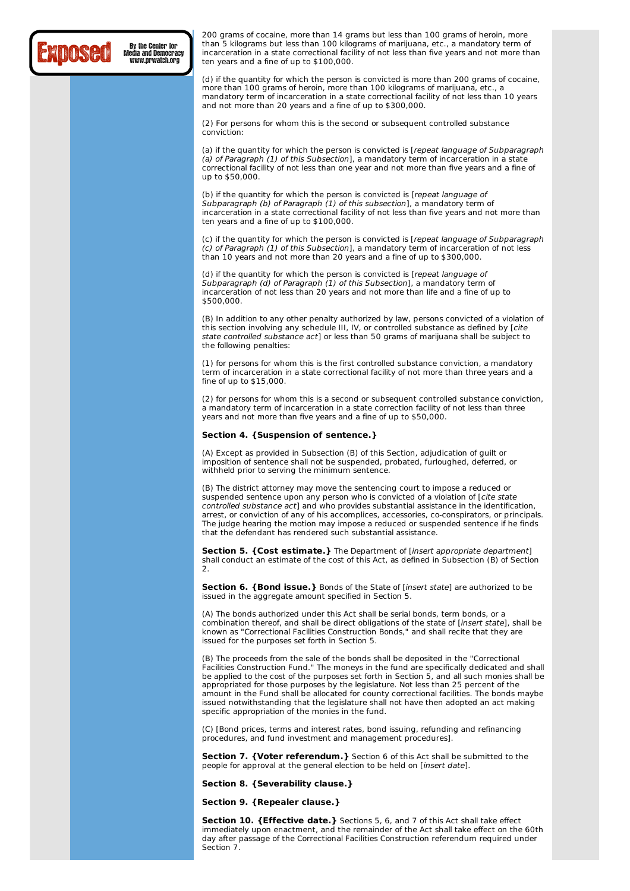200 grams of cocaine, more than 14 grams but less than 100 grams of heroin, more than 5 kilograms but less than 100 kilograms of marijuana, etc., a mandatory term of incarceration in a state correctional facility of not less than five years and not more than ten years and a fine of up to $100,000.

(d) if the quantity for which the person is convicted is more than 200 grams of cocaine, more than 100 grams of heroin, more than 100 kilograms of marijuana, etc., a mandatory term of incarceration in a state correctional facility of not less than 10 years and not more than 20 years and a fine of up to $300,000.

(2) For persons for whom this is the second or subsequent controlled substance conviction:

(a) if the quantity for which the person is convicted is [*repeat language of Subparagraph (a) of Paragraph (1) of this Subsection*], a mandatory term of incarceration in a state correctional facility of not less than one year and not more than five years and a fine of up to $50,000.

(b) if the quantity for which the person is convicted is [*repeat language of Subparagraph (b) of Paragraph (1) of this subsection*], a mandatory term of incarceration in a state correctional facility of not less than five years and not more than ten years and a fine of up to $100,000.

(c) if the quantity for which the person is convicted is [*repeat language of Subparagraph (c) of Paragraph (1) of this Subsection*], a mandatory term of incarceration of not less than 10 years and not more than 20 years and a fine of up to $300,000.

(d) if the quantity for which the person is convicted is [*repeat language of Subparagraph (d) of Paragraph (1) of this Subsection*], a mandatory term of incarceration of not less than 20 years and not more than life and a fine of up to $500,000.

(B) In addition to any other penalty authorized by law, persons convicted of a violation of this section involving any schedule III, IV, or controlled substance as defined by [*cite state controlled substance act*] or less than 50 grams of marijuana shall be subject to the following penalties:

(1) for persons for whom this is the first controlled substance conviction, a mandatory term of incarceration in a state correctional facility of not more than three years and a fine of up to $15,000.

(2) for persons for whom this is a second or subsequent controlled substance conviction, a mandatory term of incarceration in a state correction facility of not less than three years and not more than five years and a fine of up to $50,000.

**Section 4. {Suspension of sentence.}**

(A) Except as provided in Subsection (B) of this Section, adjudication of guilt or imposition of sentence shall not be suspended, probated, furloughed, deferred, or withheld prior to serving the minimum sentence.

(B) The district attorney may move the sentencing court to impose a reduced or suspended sentence upon any person who is convicted of a violation of [*cite state controlled substance act*] and who provides substantial assistance in the identification, arrest, or conviction of any of his accomplices, accessories, co-conspirators, or principals. The judge hearing the motion may impose a reduced or suspended sentence if he finds that the defendant has rendered such substantial assistance.

**Section 5. {Cost estimate.}** The Department of [*insert appropriate department*] shall conduct an estimate of the cost of this Act, as defined in Subsection (B) of Section 2.

**Section 6. {Bond issue.}** Bonds of the State of [*insert state*] are authorized to be issued in the aggregate amount specified in Section 5.

(A) The bonds authorized under this Act shall be serial bonds, term bonds, or a combination thereof, and shall be direct obligations of the state of [*insert state*], shall be known as "Correctional Facilities Construction Bonds," and shall recite that they are issued for the purposes set forth in Section 5.

(B) The proceeds from the sale of the bonds shall be deposited in the "Correctional Facilities Construction Fund." The moneys in the fund are specifically dedicated and shall be applied to the cost of the purposes set forth in Section 5, and all such monies shall be appropriated for those purposes by the legislature. Not less than 25 percent of the amount in the Fund shall be allocated for county correctional facilities. The bonds maybe issued notwithstanding that the legislature shall not have then adopted an act making specific appropriation of the monies in the fund.

(C) [Bond prices, terms and interest rates, bond issuing, refunding and refinancing procedures, and fund investment and management procedures].

**Section 7. {Voter referendum.}** Section 6 of this Act shall be submitted to the people for approval at the general election to be held on [*insert date*].

**Section 8. {Severability clause.}**

**Section 9. {Repealer clause.}**

**Section 10. {Effective date.}** Sections 5, 6, and 7 of this Act shall take effect immediately upon enactment, and the remainder of the Act shall take effect on the 60th day after passage of the Correctional Facilities Construction referendum required under Section 7.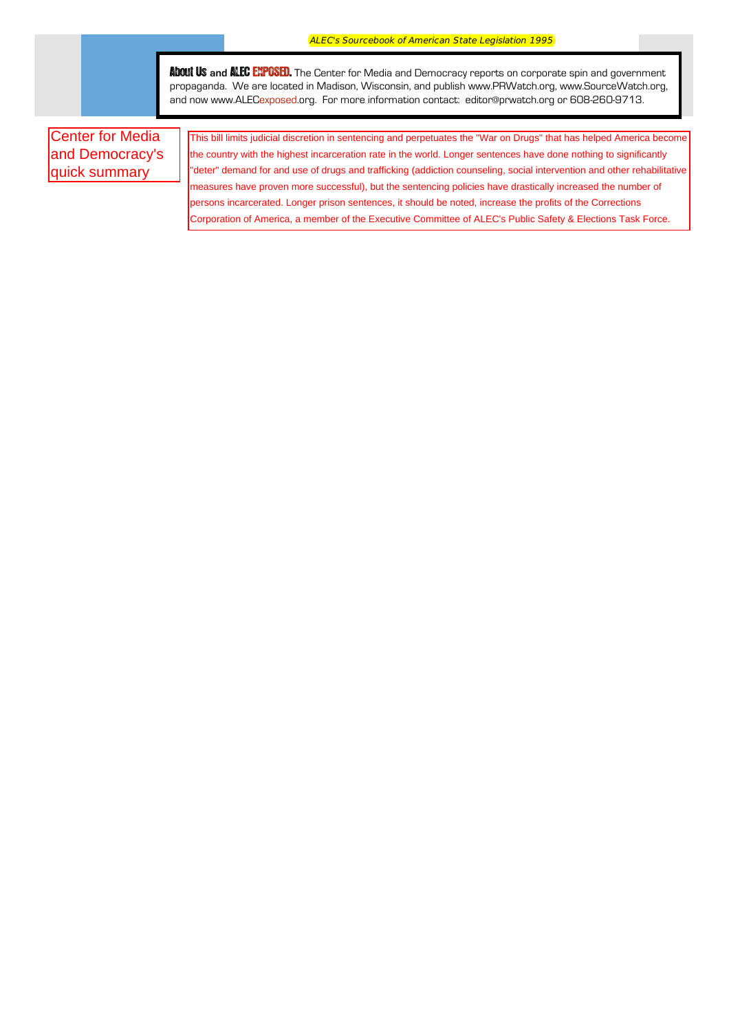*ALEC's Sourcebook of American State Legislation 1995*

**About Us and ALEC EXPOSED.** The Center for Media and Democracy reports on corporate spin and government propaganda. We are located in Madison, Wisconsin, and publish www.PRWatch.org, www.SourceWatch.org, and now www.ALECexposed.org. For more information contact: editor@prwatch.org or 608-260-9713.

**Center for Media and Democracy's quick summary**

This bill limits judicial discretion in sentencing and perpetuates the "War on Drugs" that has helped America become the country with the highest incarceration rate in the world. Longer sentences have done nothing to significantly "deter" demand for and use of drugs and trafficking (addiction counseling, social intervention and other rehabilitative measures have proven more successful), but the sentencing policies have drastically increased the number of persons incarcerated. Longer prison sentences, it should be noted, increase the profits of the Corrections Corporation of America, a member of the Executive Committee of ALEC's Public Safety & Elections Task Force.